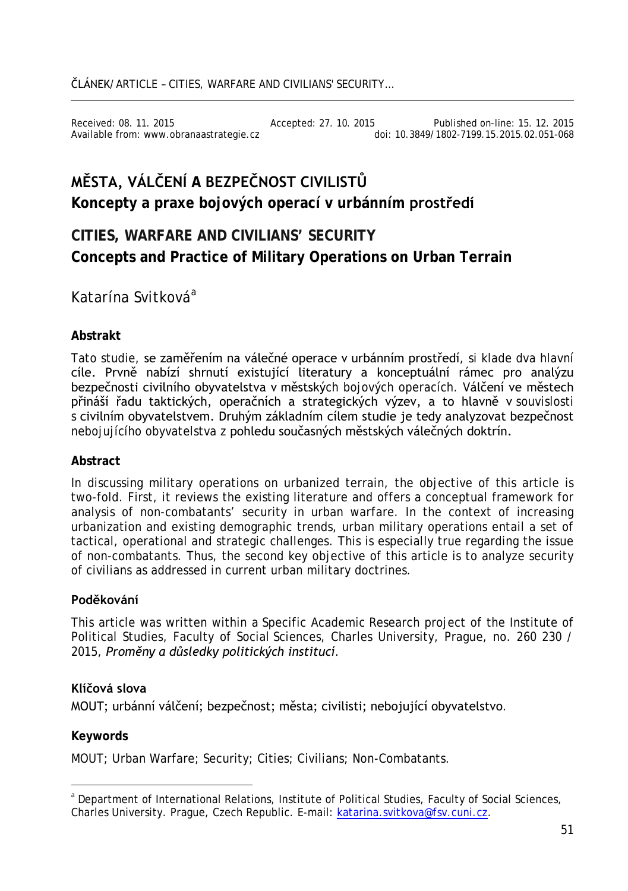Received: 08. 11. 2015 Accepted: 27. 10. 2015 Published on-line: 15. 12. 2015
Available from: www.obranaastrategie.cz doi: 10.3849/1802-7199.15.2015.02.051-068

# MĚSTA, VÁLČENÍ A BEZPEČNOST CIVILISTŮ

## Koncepty a praxe bojových operací v urbánním prostředí

# CITIES, WARFARE AND CIVILIANS' SECURITY

## Concepts and Practice of Military Operations on Urban Terrain

Katarína Svitková[a]

### Abstrakt

Tato studie, se zaměřením na válečné operace v urbánním prostředí, si klade dva hlavní cíle. Prvně nabízí shrnutí existující literatury a konceptuální rámec pro analýzu bezpečnosti civilního obyvatelstva v městských bojových operacích. Válčení ve městech přináší řadu taktických, operačních a strategických výzev, a to hlavně v souvislosti s civilním obyvatelstvem. Druhým základním cílem studie je tedy analyzovat bezpečnost nebojujícího obyvatelstva z pohledu současných městských válečných doktrín.

### Abstract

In discussing military operations on urbanized terrain, the objective of this article is two-fold. First, it reviews the existing literature and offers a conceptual framework for analysis of non-combatants' security in urban warfare. In the context of increasing urbanization and existing demographic trends, urban military operations entail a set of tactical, operational and strategic challenges. This is especially true regarding the issue of non-combatants. Thus, the second key objective of this article is to analyze security of civilians as addressed in current urban military doctrines.

### Poděkování

This article was written within a Specific Academic Research project of the Institute of Political Studies, Faculty of Social Sciences, Charles University, Prague, no. 260 230 / 2015, *Proměny a důsledky politických institucí*.

### Klíčová slova

MOUT; urbánní válčení; bezpečnost; města; civilisti; nebojující obyvatelstvo.

### Keywords

MOUT; Urban Warfare; Security; Cities; Civilians; Non-Combatants.

---

[a] Department of International Relations, Institute of Political Studies, Faculty of Social Sciences, Charles University. Prague, Czech Republic. E-mail: katarina.svitkova@fsv.cuni.cz.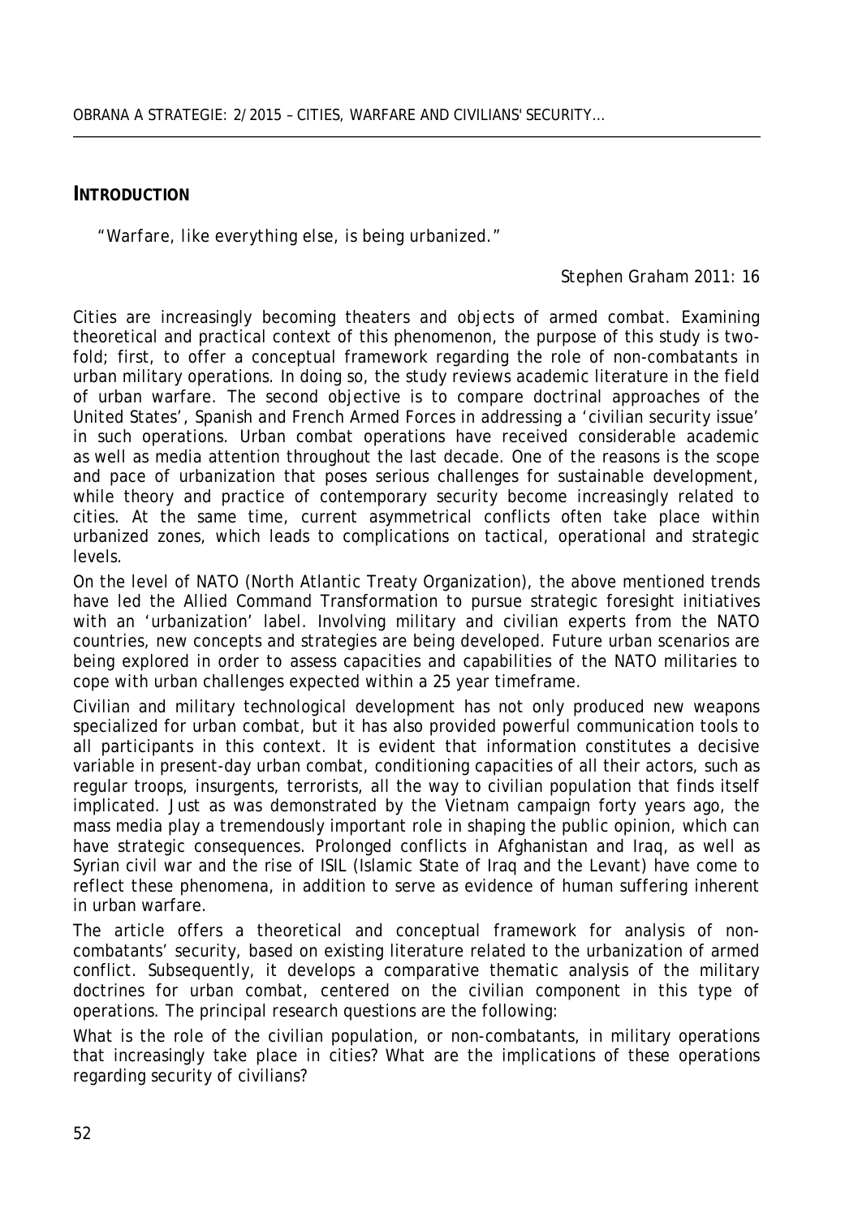## INTRODUCTION

*"Warfare, like everything else, is being urbanized."*

*Stephen Graham 2011: 16*

Cities are increasingly becoming theaters and objects of armed combat. Examining theoretical and practical context of this phenomenon, the purpose of this study is two-fold; first, to offer a conceptual framework regarding the role of non-combatants in urban military operations. In doing so, the study reviews academic literature in the field of urban warfare. The second objective is to compare doctrinal approaches of the United States', Spanish and French Armed Forces in addressing a 'civilian security issue' in such operations. Urban combat operations have received considerable academic as well as media attention throughout the last decade. One of the reasons is the scope and pace of urbanization that poses serious challenges for sustainable development, while theory and practice of contemporary security become increasingly related to cities. At the same time, current asymmetrical conflicts often take place within urbanized zones, which leads to complications on tactical, operational and strategic levels.

On the level of NATO (North Atlantic Treaty Organization), the above mentioned trends have led the Allied Command Transformation to pursue strategic foresight initiatives with an 'urbanization' label. Involving military and civilian experts from the NATO countries, new concepts and strategies are being developed. Future urban scenarios are being explored in order to assess capacities and capabilities of the NATO militaries to cope with urban challenges expected within a 25 year timeframe.

Civilian and military technological development has not only produced new weapons specialized for urban combat, but it has also provided powerful communication tools to all participants in this context. It is evident that information constitutes a decisive variable in present-day urban combat, conditioning capacities of all their actors, such as regular troops, insurgents, terrorists, all the way to civilian population that finds itself implicated. Just as was demonstrated by the Vietnam campaign forty years ago, the mass media play a tremendously important role in shaping the public opinion, which can have strategic consequences. Prolonged conflicts in Afghanistan and Iraq, as well as Syrian civil war and the rise of ISIL (Islamic State of Iraq and the Levant) have come to reflect these phenomena, in addition to serve as evidence of human suffering inherent in urban warfare.

The article offers a theoretical and conceptual framework for analysis of non-combatants' security, based on existing literature related to the urbanization of armed conflict. Subsequently, it develops a comparative thematic analysis of the military doctrines for urban combat, centered on the civilian component in this type of operations. The principal research questions are the following:

What is the role of the civilian population, or non-combatants, in military operations that increasingly take place in cities? What are the implications of these operations regarding security of civilians?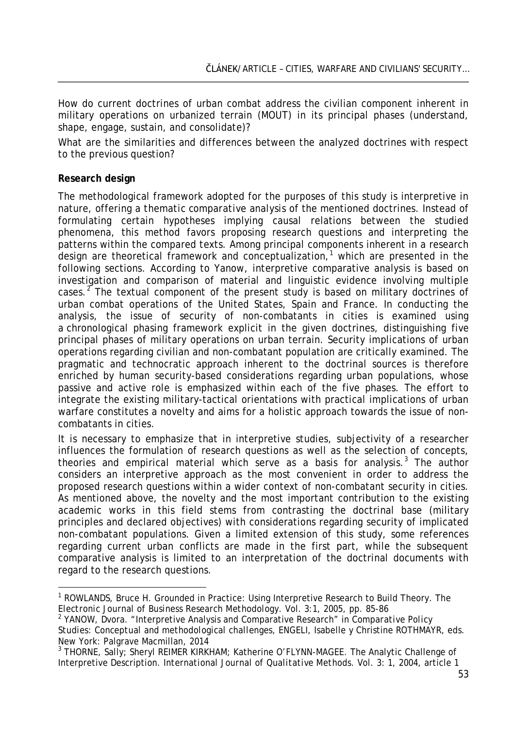How do current doctrines of urban combat address the civilian component inherent in military operations on urbanized terrain (MOUT) in its principal phases (understand, shape, engage, sustain, and consolidate)?

What are the similarities and differences between the analyzed doctrines with respect to the previous question?

**Research design**

The methodological framework adopted for the purposes of this study is interpretive in nature, offering a *thematic comparative analysis* of the mentioned doctrines. Instead of formulating certain hypotheses implying causal relations between the studied phenomena, this method favors proposing research questions and interpreting the patterns within the compared texts. Among principal components inherent in a research design are theoretical framework and conceptualization,[1] which are presented in the following sections. According to Yanow, interpretive comparative analysis is based on investigation and comparison of material and linguistic evidence involving multiple cases.[2] The textual component of the present study is based on military doctrines of urban combat operations of the United States, Spain and France. In conducting the analysis, the issue of security of non-combatants in cities is examined using a chronological phasing framework explicit in the given doctrines, distinguishing five principal phases of military operations on urban terrain. Security implications of urban operations regarding civilian and non-combatant population are critically examined. The pragmatic and technocratic approach inherent to the doctrinal sources is therefore enriched by human security-based considerations regarding urban populations, whose passive and active role is emphasized within each of the five phases. The effort to integrate the existing military-tactical orientations with practical implications of urban warfare constitutes a novelty and aims for a holistic approach towards the issue of non-combatants in cities.

It is necessary to emphasize that in interpretive studies, subjectivity of a researcher influences the formulation of research questions as well as the selection of concepts, theories and empirical material which serve as a basis for analysis.[3] The author considers an interpretive approach as the most convenient in order to address the proposed research questions within a wider context of non-combatant security in cities. As mentioned above, the novelty and the most important contribution to the existing academic works in this field stems from contrasting the doctrinal base (military principles and declared objectives) with considerations regarding security of implicated non-combatant populations. Given a limited extension of this study, some references regarding current urban conflicts are made in the first part, while the subsequent comparative analysis is limited to an interpretation of the doctrinal documents with regard to the research questions.

---

[1] ROWLANDS, Bruce H. Grounded in Practice: Using Interpretive Research to Build Theory. *The Electronic Journal of Business Research Methodology*. Vol. 3:1, 2005, pp. 85-86

[2] YANOW, Dvora. "Interpretive Analysis and Comparative Research" in *Comparative Policy Studies: Conceptual and methodological challenges*, ENGELI, Isabelle y Christine ROTHMAYR, eds. New York: Palgrave Macmillan, 2014

[3] THORNE, Sally; Sheryl REIMER KIRKHAM; Katherine O'FLYNN-MAGEE. The Analytic Challenge of Interpretive Description. *International Journal of Qualitative Methods*. Vol. 3: 1, 2004, article 1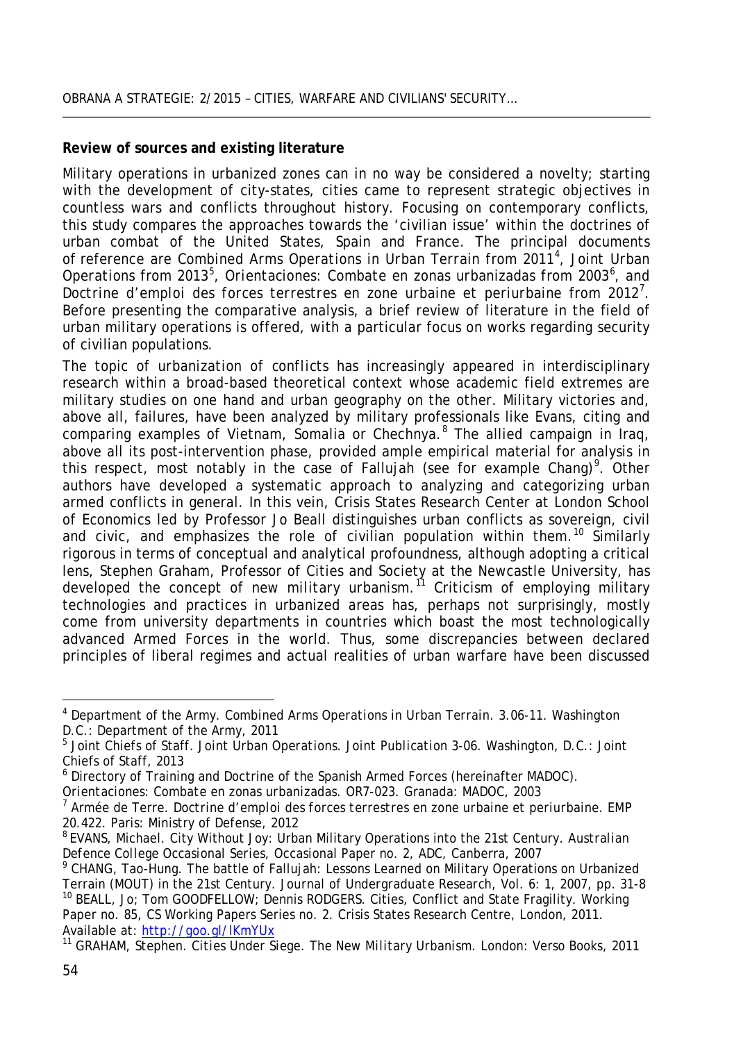**Review of sources and existing literature**

Military operations in urbanized zones can in no way be considered a novelty; starting with the development of city-states, cities came to represent strategic objectives in countless wars and conflicts throughout history. Focusing on contemporary conflicts, this study compares the approaches towards the 'civilian issue' within the doctrines of urban combat of the United States, Spain and France. The principal documents of reference are *Combined Arms Operations in Urban Terrain* from 2011[4], *Joint Urban Operations* from 2013[5], *Orientaciones: Combate en zonas urbanizadas* from 2003[6], and *Doctrine d'emploi des forces terrestres en zone urbaine et periurbaine* from 2012[7]. Before presenting the comparative analysis, a brief review of literature in the field of urban military operations is offered, with a particular focus on works regarding security of civilian populations.

The topic of urbanization of conflicts has increasingly appeared in interdisciplinary research within a broad-based theoretical context whose academic field extremes are military studies on one hand and urban geography on the other. Military victories and, above all, failures, have been analyzed by military professionals like Evans, citing and comparing examples of Vietnam, Somalia or Chechnya.[8] The allied campaign in Iraq, above all its post-intervention phase, provided ample empirical material for analysis in this respect, most notably in the case of Fallujah (see for example Chang)[9]. Other authors have developed a systematic approach to analyzing and categorizing urban armed conflicts in general. In this vein, Crisis States Research Center at London School of Economics led by Professor Jo Beall distinguishes urban conflicts as sovereign, civil and civic, and emphasizes the role of civilian population within them.[10] Similarly rigorous in terms of conceptual and analytical profoundness, although adopting a critical lens, Stephen Graham, Professor of Cities and Society at the Newcastle University, has developed the concept of new military urbanism.[11] Criticism of employing military technologies and practices in urbanized areas has, perhaps not surprisingly, mostly come from university departments in countries which boast the most technologically advanced Armed Forces in the world. Thus, some discrepancies between declared principles of liberal regimes and actual realities of urban warfare have been discussed

---

[4] Department of the Army. *Combined Arms Operations in Urban Terrain*. 3.06-11. Washington D.C.: Department of the Army, 2011

[5] Joint Chiefs of Staff. *Joint Urban Operations*. *Joint Publication 3-06*. Washington, D.C.: Joint Chiefs of Staff, 2013

[6] Directory of Training and Doctrine of the Spanish Armed Forces (hereinafter MADOC). *Orientaciones: Combate en zonas urbanizadas*. OR7-023. Granada: MADOC, 2003

[7] Armée de Terre. *Doctrine d'emploi des forces terrestres en zone urbaine et periurbaine*. EMP 20.422. Paris: Ministry of Defense, 2012

[8] EVANS, Michael. City Without Joy: Urban Military Operations into the 21st Century. *Australian Defence College Occasional Series*, Occasional Paper no. 2, ADC, Canberra, 2007

[9] CHANG, Tao-Hung. The battle of Fallujah: Lessons Learned on Military Operations on Urbanized Terrain (MOUT) in the 21st Century. *Journal of Undergraduate Research*, Vol. 6: 1, 2007, pp. 31-8

[10] BEALL, Jo; Tom GOODFELLOW; Dennis RODGERS. Cities, Conflict and State Fragility. Working Paper no. 85, CS Working Papers Series no. 2. Crisis States Research Centre, London, 2011. Available at: http://goo.gl/lKmYUx

[11] GRAHAM, Stephen. *Cities Under Siege. The New Military Urbanism*. London: Verso Books, 2011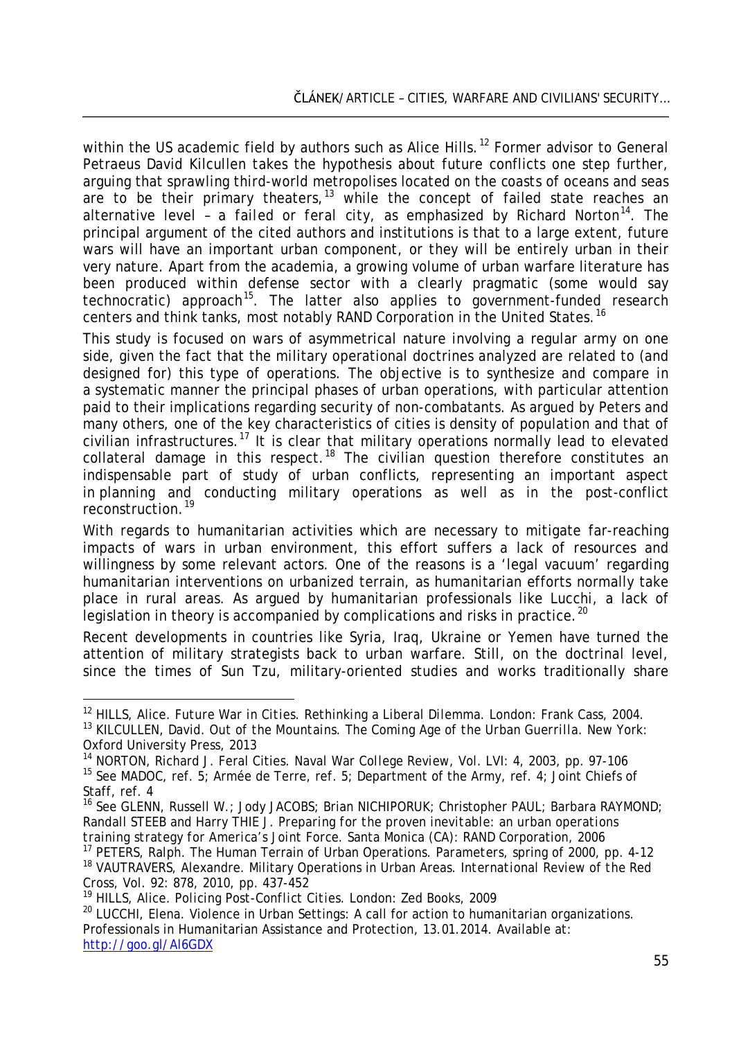within the US academic field by authors such as Alice Hills.[12] Former advisor to General Petraeus David Kilcullen takes the hypothesis about future conflicts one step further, arguing that sprawling third-world metropolises located on the coasts of oceans and seas are to be their primary theaters,[13] while the concept of failed state reaches an alternative level – a failed or feral city, as emphasized by Richard Norton[14]. The principal argument of the cited authors and institutions is that to a large extent, future wars will have an important urban component, or they will be entirely urban in their very nature. Apart from the academia, a growing volume of urban warfare literature has been produced within defense sector with a clearly pragmatic (some would say technocratic) approach[15]. The latter also applies to government-funded research centers and think tanks, most notably RAND Corporation in the United States.[16]

This study is focused on wars of asymmetrical nature involving a regular army on one side, given the fact that the military operational doctrines analyzed are related to (and designed for) this type of operations. The objective is to synthesize and compare in a systematic manner the principal phases of urban operations, with particular attention paid to their implications regarding security of non-combatants. As argued by Peters and many others, one of the key characteristics of cities is density of population and that of civilian infrastructures.[17] It is clear that military operations normally lead to elevated collateral damage in this respect.[18] The civilian question therefore constitutes an indispensable part of study of urban conflicts, representing an important aspect in planning and conducting military operations as well as in the post-conflict reconstruction.[19]

With regards to humanitarian activities which are necessary to mitigate far-reaching impacts of wars in urban environment, this effort suffers a lack of resources and willingness by some relevant actors. One of the reasons is a 'legal vacuum' regarding humanitarian interventions on urbanized terrain, as humanitarian efforts normally take place in rural areas. As argued by humanitarian professionals like Lucchi, a lack of legislation in theory is accompanied by complications and risks in practice.[20]

Recent developments in countries like Syria, Iraq, Ukraine or Yemen have turned the attention of military strategists back to urban warfare. Still, on the doctrinal level, since the times of Sun Tzu, military-oriented studies and works traditionally share

---

[12] HILLS, Alice. *Future War in Cities. Rethinking a Liberal Dilemma.* London: Frank Cass, 2004.

[13] KILCULLEN, David. *Out of the Mountains. The Coming Age of the Urban Guerrilla.* New York: Oxford University Press, 2013

[14] NORTON, Richard J. Feral Cities. *Naval War College Review*, Vol. LVI: 4, 2003, pp. 97-106

[15] See MADOC, ref. 5; Armée de Terre, ref. 5; Department of the Army, ref. 4; Joint Chiefs of Staff, ref. 4

[16] See GLENN, Russell W.; Jody JACOBS; Brian NICHIPORUK; Christopher PAUL; Barbara RAYMOND; Randall STEEB and Harry THIE J. *Preparing for the proven inevitable: an urban operations training strategy for America's Joint Force.* Santa Monica (CA): RAND Corporation, 2006

[17] PETERS, Ralph. The Human Terrain of Urban Operations. *Parameters*, spring of 2000, pp. 4-12

[18] VAUTRAVERS, Alexandre. Military Operations in Urban Areas. *International Review of the Red Cross*, Vol. 92: 878, 2010, pp. 437-452

[19] HILLS, Alice. *Policing Post-Conflict Cities.* London: Zed Books, 2009

[20] LUCCHI, Elena. Violence in Urban Settings: A call for action to humanitarian organizations. *Professionals in Humanitarian Assistance and Protection*, 13.01.2014. Available at: http://goo.gl/Al6GDX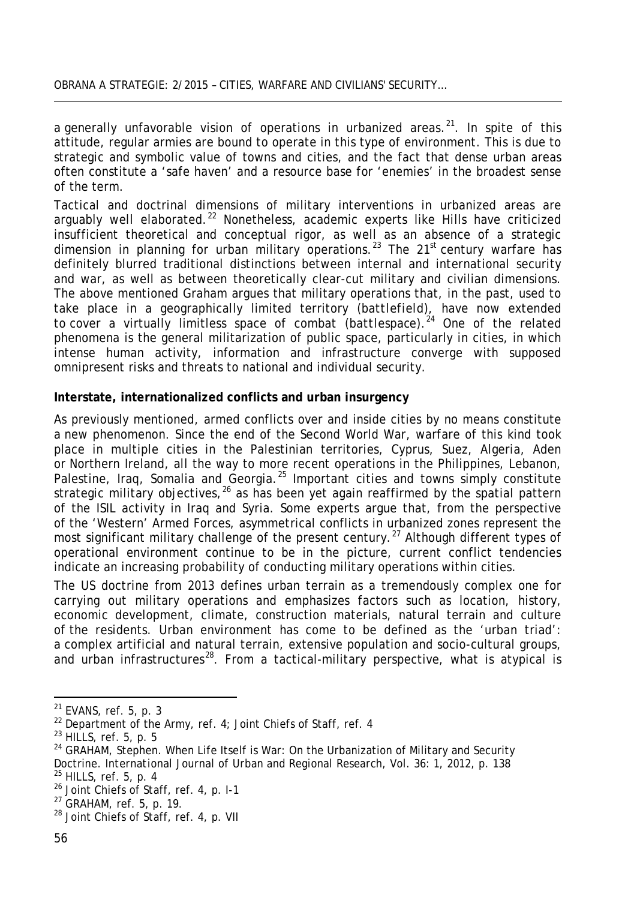a generally unfavorable vision of operations in urbanized areas.[21]. In spite of this attitude, regular armies are bound to operate in this type of environment. This is due to strategic and symbolic value of towns and cities, and the fact that dense urban areas often constitute a 'safe haven' and a resource base for 'enemies' in the broadest sense of the term.

Tactical and doctrinal dimensions of military interventions in urbanized areas are arguably well elaborated.[22] Nonetheless, academic experts like Hills have criticized insufficient theoretical and conceptual rigor, as well as an absence of a strategic dimension in planning for urban military operations.[23] The 21st century warfare has definitely blurred traditional distinctions between internal and international security and war, as well as between theoretically clear-cut military and civilian dimensions. The above mentioned Graham argues that military operations that, in the past, used to take place in a geographically limited territory (*battlefield*), have now extended to cover a virtually limitless space of combat (*battlespace*).[24] One of the related phenomena is the general militarization of public space, particularly in cities, in which intense human activity, information and infrastructure converge with supposed omnipresent risks and threats to national and individual security.

**Interstate, internationalized conflicts and urban insurgency**

As previously mentioned, armed conflicts over and inside cities by no means constitute a new phenomenon. Since the end of the Second World War, warfare of this kind took place in multiple cities in the Palestinian territories, Cyprus, Suez, Algeria, Aden or Northern Ireland, all the way to more recent operations in the Philippines, Lebanon, Palestine, Iraq, Somalia and Georgia.[25] Important cities and towns simply constitute strategic military objectives,[26] as has been yet again reaffirmed by the spatial pattern of the ISIL activity in Iraq and Syria. Some experts argue that, from the perspective of the 'Western' Armed Forces, asymmetrical conflicts in urbanized zones represent the most significant military challenge of the present century.[27] Although different types of operational environment continue to be in the picture, current conflict tendencies indicate an increasing probability of conducting military operations within cities.

The US doctrine from 2013 defines urban terrain as a tremendously complex one for carrying out military operations and emphasizes factors such as location, history, economic development, climate, construction materials, natural terrain and culture of the residents. Urban environment has come to be defined as the 'urban triad': a complex artificial and natural terrain, extensive population and socio-cultural groups, and urban infrastructures[28]. From a tactical-military perspective, what is atypical is

---

[21] EVANS, ref. 5, p. 3

[22] Department of the Army, ref. 4; Joint Chiefs of Staff, ref. 4

[23] HILLS, ref. 5, p. 5

[24] GRAHAM, Stephen. When Life Itself is War: On the Urbanization of Military and Security Doctrine. *International Journal of Urban and Regional Research*, Vol. 36: 1, 2012, p. 138

[25] HILLS, ref. 5, p. 4

[26] Joint Chiefs of Staff, ref. 4, p. I-1

[27] GRAHAM, ref. 5, p. 19.

[28] Joint Chiefs of Staff, ref. 4, p. VII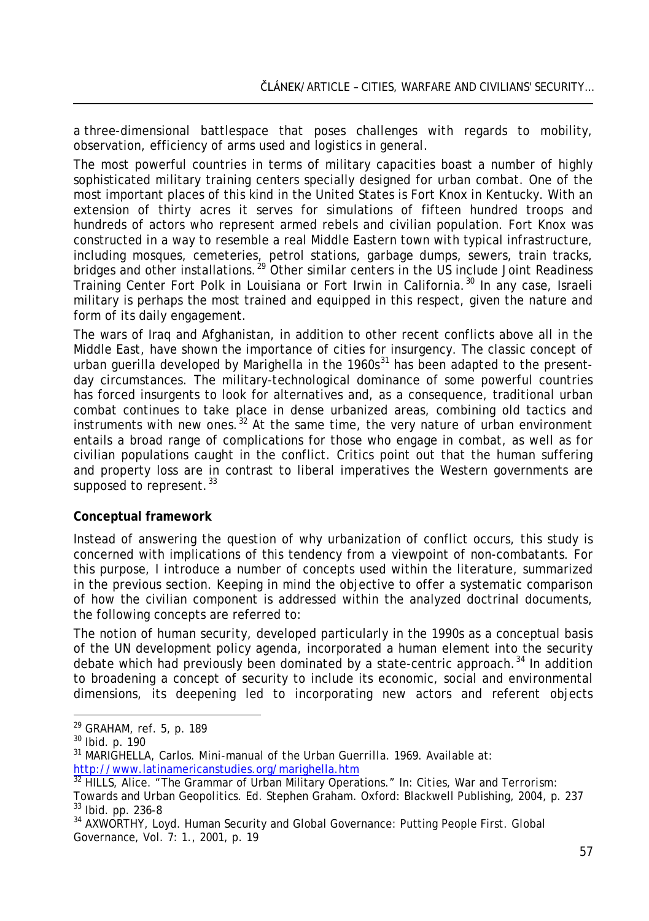a three-dimensional battlespace that poses challenges with regards to mobility, observation, efficiency of arms used and logistics in general.

The most powerful countries in terms of military capacities boast a number of highly sophisticated military training centers specially designed for urban combat. One of the most important places of this kind in the United States is Fort Knox in Kentucky. With an extension of thirty acres it serves for simulations of fifteen hundred troops and hundreds of actors who represent armed rebels and civilian population. Fort Knox was constructed in a way to resemble a real Middle Eastern town with typical infrastructure, including mosques, cemeteries, petrol stations, garbage dumps, sewers, train tracks, bridges and other installations.[29] Other similar centers in the US include Joint Readiness Training Center Fort Polk in Louisiana or Fort Irwin in California.[30] In any case, Israeli military is perhaps the most trained and equipped in this respect, given the nature and form of its daily engagement.

The wars of Iraq and Afghanistan, in addition to other recent conflicts above all in the Middle East, have shown the importance of cities for insurgency. The classic concept of urban guerilla developed by Marighella in the 1960s[31] has been adapted to the present-day circumstances. The military-technological dominance of some powerful countries has forced insurgents to look for alternatives and, as a consequence, traditional urban combat continues to take place in dense urbanized areas, combining old tactics and instruments with new ones.[32] At the same time, the very nature of urban environment entails a broad range of complications for those who engage in combat, as well as for civilian populations caught in the conflict. Critics point out that the human suffering and property loss are in contrast to liberal imperatives the Western governments are supposed to represent.[33]

**Conceptual framework**

Instead of answering the question of why urbanization of conflict occurs, this study is concerned with implications of this tendency from a viewpoint of non-combatants. For this purpose, I introduce a number of concepts used within the literature, summarized in the previous section. Keeping in mind the objective to offer a systematic comparison of how the civilian component is addressed within the analyzed doctrinal documents, the following concepts are referred to:

The notion of human security, developed particularly in the 1990s as a conceptual basis of the UN development policy agenda, incorporated a human element into the security debate which had previously been dominated by a state-centric approach.[34] In addition to broadening a concept of security to include its economic, social and environmental dimensions, its deepening led to incorporating new actors and referent objects

---

[29] GRAHAM, ref. 5, p. 189

[30] Ibid. p. 190

[31] MARIGHELLA, Carlos. *Mini-manual of the Urban Guerrilla*. 1969. Available at: http://www.latinamericanstudies.org/marighella.htm

[32] HILLS, Alice. "The Grammar of Urban Military Operations." In: *Cities, War and Terrorism: Towards and Urban Geopolitics*. Ed. Stephen Graham. Oxford: Blackwell Publishing, 2004, p. 237

[33] Ibid. pp. 236-8

[34] AXWORTHY, Loyd. Human Security and Global Governance: Putting People First. *Global Governance*, Vol. 7: 1., 2001, p. 19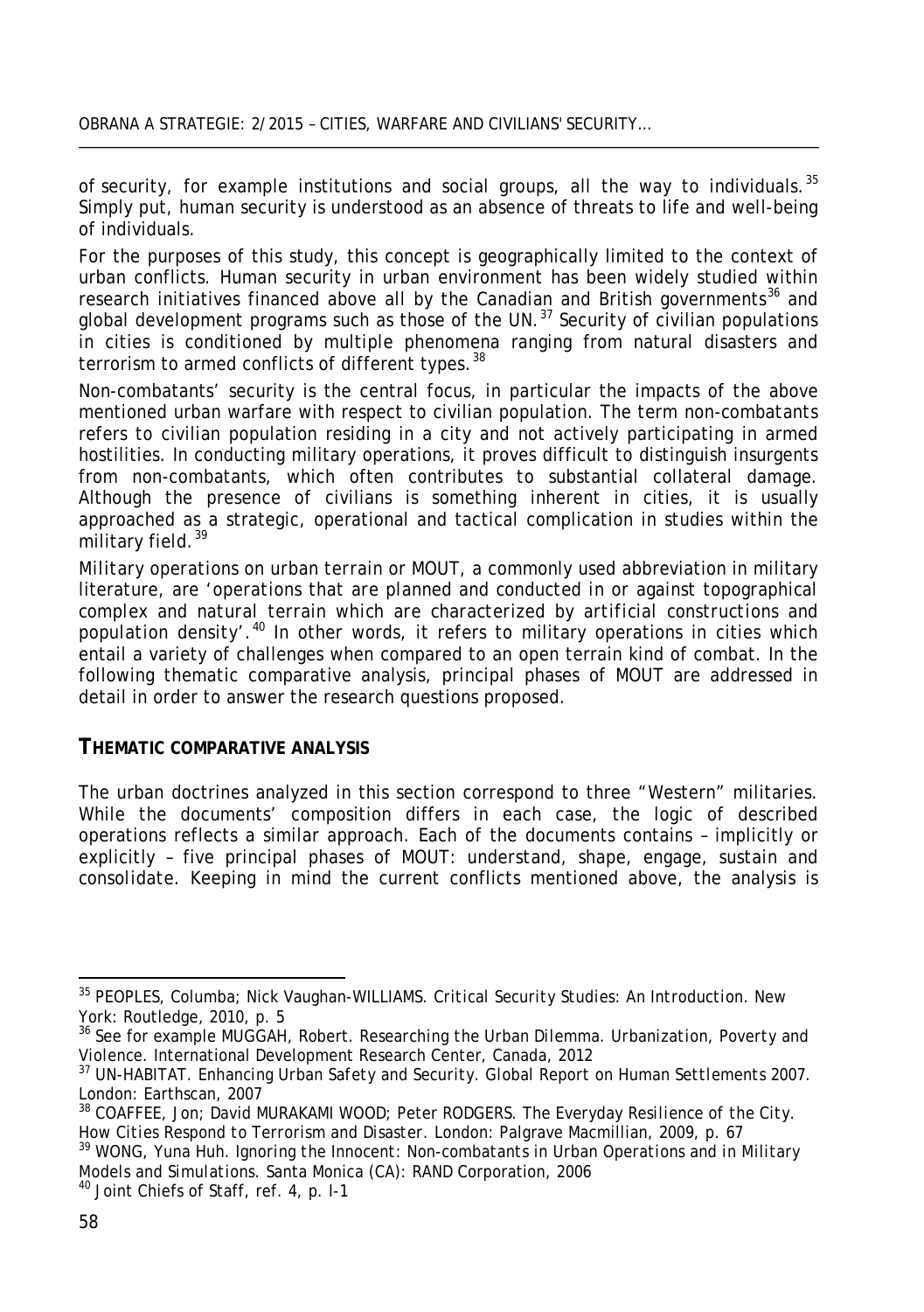of security, for example institutions and social groups, all the way to individuals.[35] Simply put, human security is understood as an absence of threats to life and well-being of individuals.

For the purposes of this study, this concept is geographically limited to the context of urban conflicts. Human security in urban environment has been widely studied within research initiatives financed above all by the Canadian and British governments[36] and global development programs such as those of the UN.[37] Security of civilian populations in cities is conditioned by multiple phenomena ranging from natural disasters and terrorism to armed conflicts of different types.[38]

Non-combatants' security is the central focus, in particular the impacts of the above mentioned urban warfare with respect to civilian population. The term non-combatants refers to civilian population residing in a city and not actively participating in armed hostilities. In conducting military operations, it proves difficult to distinguish insurgents from non-combatants, which often contributes to substantial collateral damage. Although the presence of civilians is something inherent in cities, it is usually approached as a strategic, operational and tactical complication in studies within the military field.[39]

Military operations on urban terrain or MOUT, a commonly used abbreviation in military literature, are *'operations that are planned and conducted in or against topographical complex and natural terrain which are characterized by artificial constructions and population density'*.[40] In other words, it refers to military operations in cities which entail a variety of challenges when compared to an open terrain kind of combat. In the following thematic comparative analysis, principal phases of MOUT are addressed in detail in order to answer the research questions proposed.

## THEMATIC COMPARATIVE ANALYSIS

The urban doctrines analyzed in this section correspond to three "Western" militaries. While the documents' composition differs in each case, the logic of described operations reflects a similar approach. Each of the documents contains – implicitly or explicitly – five principal phases of MOUT: *understand, shape, engage, sustain* and *consolidate*. Keeping in mind the current conflicts mentioned above, the analysis is

---

[35] PEOPLES, Columba; Nick Vaughan-WILLIAMS. *Critical Security Studies: An Introduction*. New York: Routledge, 2010, p. 5

[36] See for example MUGGAH, Robert. *Researching the Urban Dilemma. Urbanization, Poverty and Violence*. International Development Research Center, Canada, 2012

[37] UN-HABITAT. *Enhancing Urban Safety and Security. Global Report on Human Settlements 2007*. London: Earthscan, 2007

[38] COAFFEE, Jon; David MURAKAMI WOOD; Peter RODGERS. *The Everyday Resilience of the City. How Cities Respond to Terrorism and Disaster*. London: Palgrave Macmillian, 2009, p. 67

[39] WONG, Yuna Huh. *Ignoring the Innocent: Non-combatants in Urban Operations and in Military Models and Simulations*. Santa Monica (CA): RAND Corporation, 2006

[40] Joint Chiefs of Staff, ref. 4, p. I-1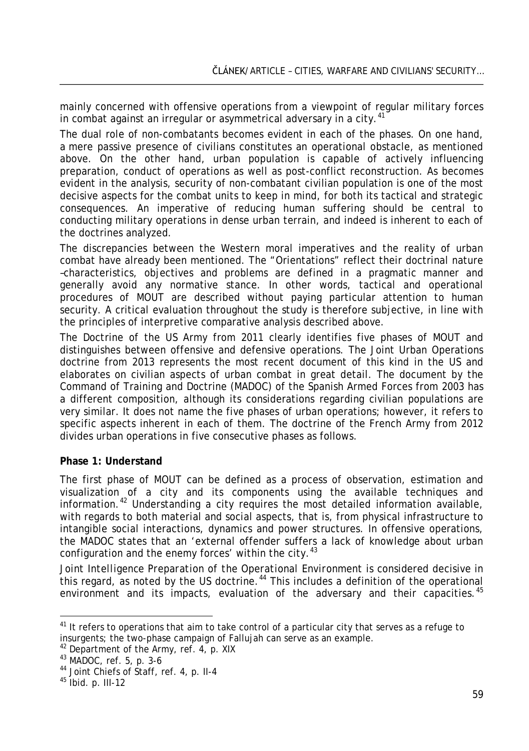mainly concerned with offensive operations from a viewpoint of regular military forces in combat against an irregular or asymmetrical adversary in a city.[41]

The dual role of non-combatants becomes evident in each of the phases. On one hand, a mere passive presence of civilians constitutes an operational obstacle, as mentioned above. On the other hand, urban population is capable of actively influencing preparation, conduct of operations as well as post-conflict reconstruction. As becomes evident in the analysis, security of non-combatant civilian population is one of the most decisive aspects for the combat units to keep in mind, for both its tactical and strategic consequences. An imperative of reducing human suffering should be central to conducting military operations in dense urban terrain, and indeed is inherent to each of the doctrines analyzed.

The discrepancies between the Western moral imperatives and the reality of urban combat have already been mentioned. The "Orientations" reflect their doctrinal nature –characteristics, objectives and problems are defined in a pragmatic manner and generally avoid any normative stance. In other words, tactical and operational procedures of MOUT are described without paying particular attention to human security. A critical evaluation throughout the study is therefore subjective, in line with the principles of interpretive comparative analysis described above.

The Doctrine of the US Army from 2011 clearly identifies five phases of MOUT and distinguishes between offensive and defensive operations. The Joint Urban Operations doctrine from 2013 represents the most recent document of this kind in the US and elaborates on civilian aspects of urban combat in great detail. The document by the Command of Training and Doctrine (MADOC) of the Spanish Armed Forces from 2003 has a different composition, although its considerations regarding civilian populations are very similar. It does not name the five phases of urban operations; however, it refers to specific aspects inherent in each of them. The doctrine of the French Army from 2012 divides urban operations in five consecutive phases as follows.

**Phase 1: Understand**

The first phase of MOUT can be defined as a process of observation, estimation and visualization of a city and its components using the available techniques and information.[42] Understanding a city requires the most detailed information available, with regards to both material and social aspects, that is, from physical infrastructure to intangible social interactions, dynamics and power structures. In offensive operations, the MADOC states that an 'external offender suffers a lack of knowledge about urban configuration and the enemy forces' within the city.[43]

Joint Intelligence Preparation of the Operational Environment is considered decisive in this regard, as noted by the US doctrine.[44] This includes a definition of the operational environment and its impacts, evaluation of the adversary and their capacities.[45]

---

[41] It refers to operations that aim to take control of a particular city that serves as a refuge to insurgents; the two-phase campaign of Fallujah can serve as an example.

[42] Department of the Army, ref. 4, p. XIX

[43] MADOC, ref. 5, p. 3-6

[44] Joint Chiefs of Staff, ref. 4, p. II-4

[45] Ibid. p. III-12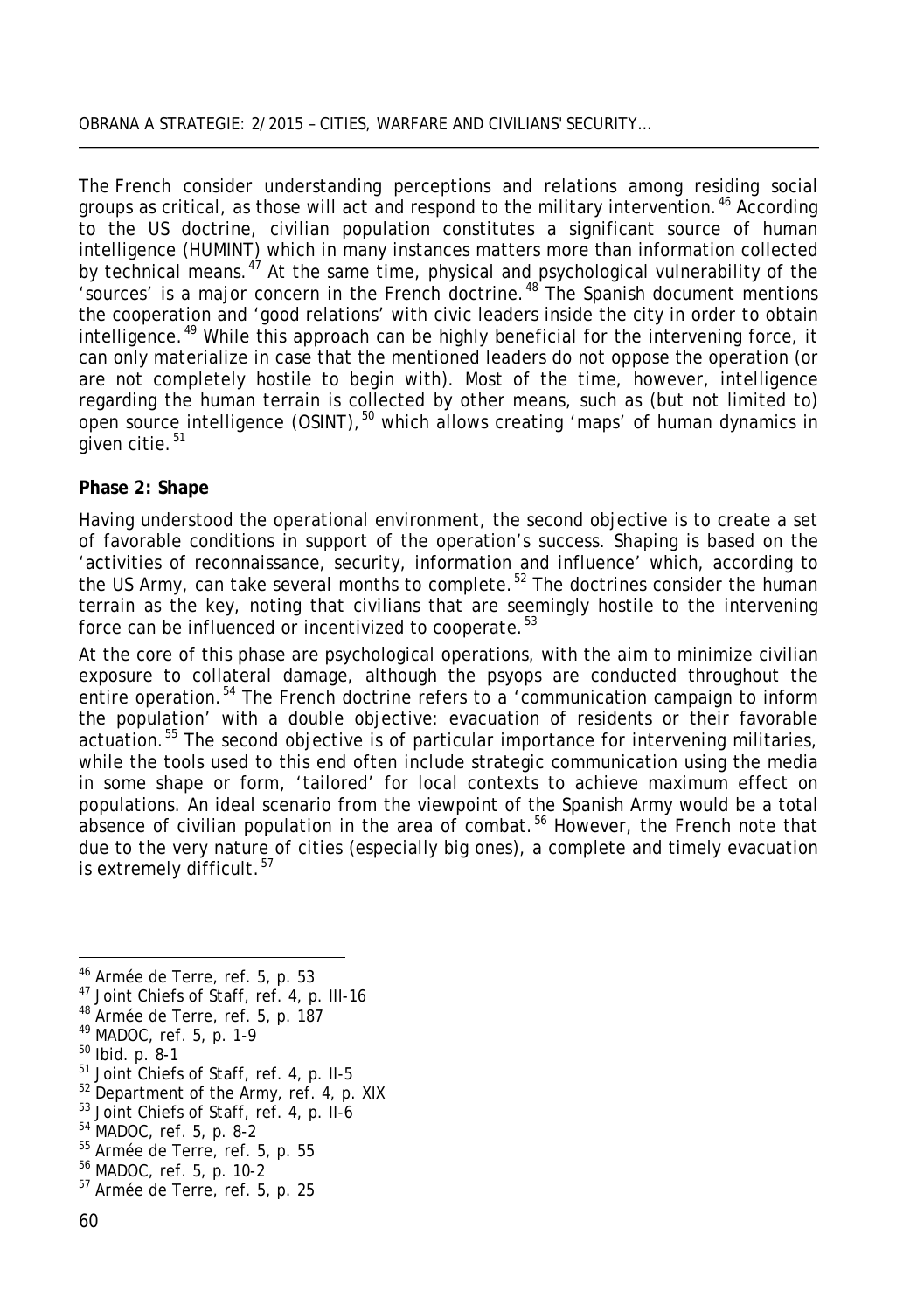The French consider understanding perceptions and relations among residing social groups as critical, as those will act and respond to the military intervention.[46] According to the US doctrine, civilian population constitutes a significant source of human intelligence (HUMINT) which in many instances matters more than information collected by technical means.[47] At the same time, physical and psychological vulnerability of the 'sources' is a major concern in the French doctrine.[48] The Spanish document mentions the cooperation and 'good relations' with civic leaders inside the city in order to obtain intelligence.[49] While this approach can be highly beneficial for the intervening force, it can only materialize in case that the mentioned leaders do not oppose the operation (or are not completely hostile to begin with). Most of the time, however, intelligence regarding the human terrain is collected by other means, such as (but not limited to) open source intelligence (OSINT),[50] which allows creating 'maps' of human dynamics in given citie.[51]

**Phase 2: Shape**

Having understood the operational environment, the second objective is to create a set of favorable conditions in support of the operation's success. Shaping is based on the 'activities of reconnaissance, security, information and influence' which, according to the US Army, can take several months to complete.[52] The doctrines consider the human terrain as the key, noting that civilians that are seemingly hostile to the intervening force can be influenced or incentivized to cooperate.[53]

At the core of this phase are psychological operations, with the aim to minimize civilian exposure to collateral damage, although the psyops are conducted throughout the entire operation.[54] The French doctrine refers to a 'communication campaign to inform the population' with a double objective: evacuation of residents or their favorable actuation.[55] The second objective is of particular importance for intervening militaries, while the tools used to this end often include strategic communication using the media in some shape or form, 'tailored' for local contexts to achieve maximum effect on populations. An ideal scenario from the viewpoint of the Spanish Army would be a total absence of civilian population in the area of combat.[56] However, the French note that due to the very nature of cities (especially big ones), a complete and timely evacuation is extremely difficult.[57]

---

[46] Armée de Terre, ref. 5, p. 53
[47] Joint Chiefs of Staff, ref. 4, p. III-16
[48] Armée de Terre, ref. 5, p. 187
[49] MADOC, ref. 5, p. 1-9
[50] Ibid. p. 8-1
[51] Joint Chiefs of Staff, ref. 4, p. II-5
[52] Department of the Army, ref. 4, p. XIX
[53] Joint Chiefs of Staff, ref. 4, p. II-6
[54] MADOC, ref. 5, p. 8-2
[55] Armée de Terre, ref. 5, p. 55
[56] MADOC, ref. 5, p. 10-2
[57] Armée de Terre, ref. 5, p. 25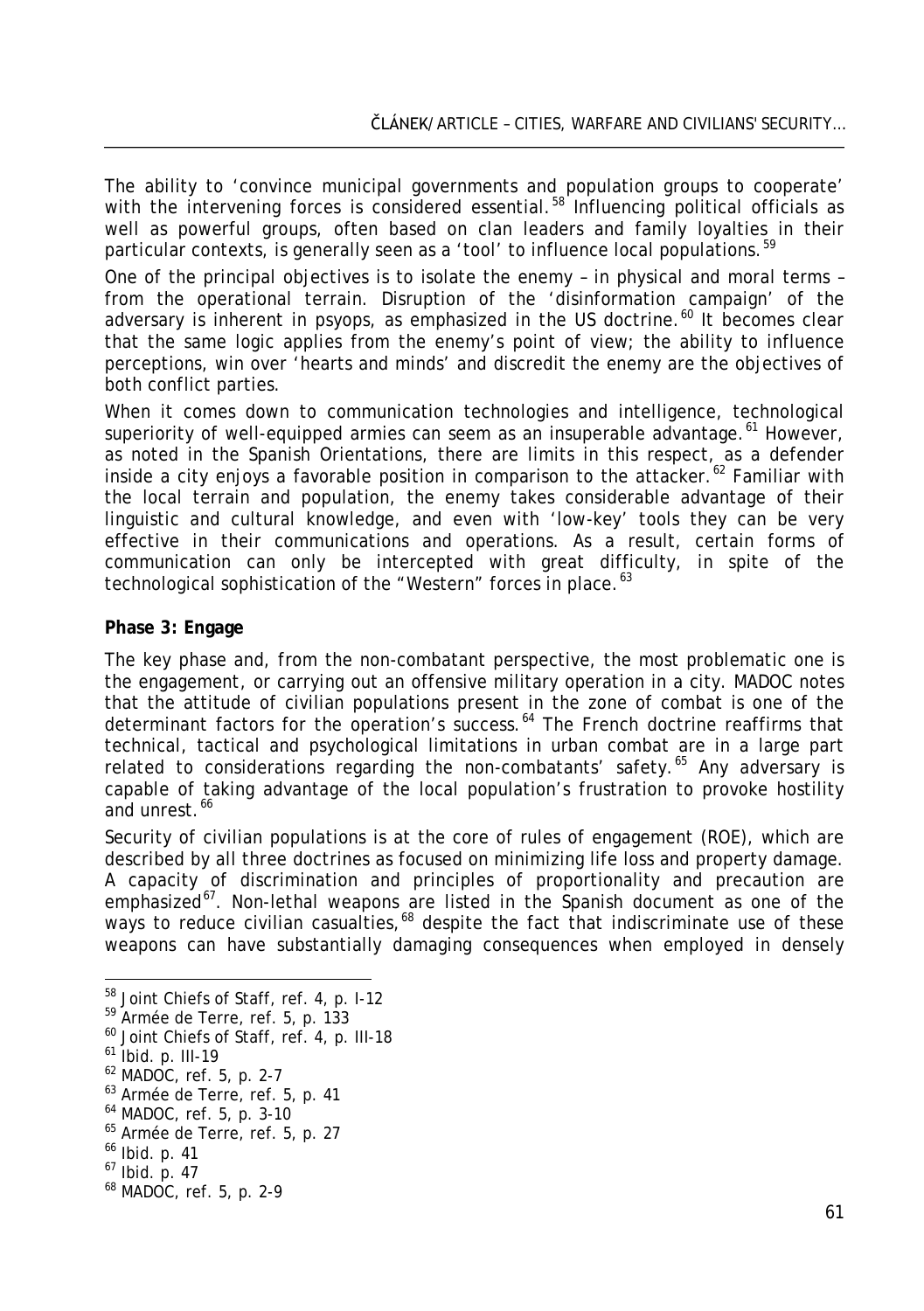The ability to 'convince municipal governments and population groups to cooperate' with the intervening forces is considered essential.[58] Influencing political officials as well as powerful groups, often based on clan leaders and family loyalties in their particular contexts, is generally seen as a 'tool' to influence local populations.[59]

One of the principal objectives is to isolate the enemy – in physical and moral terms – from the operational terrain. Disruption of the 'disinformation campaign' of the adversary is inherent in psyops, as emphasized in the US doctrine.[60] It becomes clear that the same logic applies from the enemy's point of view; the ability to influence perceptions, win over 'hearts and minds' and discredit the enemy are the objectives of both conflict parties.

When it comes down to communication technologies and intelligence, technological superiority of well-equipped armies can seem as an insuperable advantage.[61] However, as noted in the Spanish Orientations, there are limits in this respect, as a defender inside a city enjoys a favorable position in comparison to the attacker.[62] Familiar with the local terrain and population, the enemy takes considerable advantage of their linguistic and cultural knowledge, and even with 'low-key' tools they can be very effective in their communications and operations. As a result, certain forms of communication can only be intercepted with great difficulty, in spite of the technological sophistication of the "Western" forces in place.[63]

**Phase 3: Engage**

The key phase and, from the non-combatant perspective, the most problematic one is the engagement, or carrying out an offensive military operation in a city. MADOC notes that the attitude of civilian populations present in the zone of combat is one of the determinant factors for the operation's success.[64] The French doctrine reaffirms that technical, tactical and psychological limitations in urban combat are in a large part related to considerations regarding the non-combatants' safety.[65] Any adversary is capable of taking advantage of the local population's frustration to provoke hostility and unrest.[66]

Security of civilian populations is at the core of rules of engagement (ROE), which are described by all three doctrines as focused on minimizing life loss and property damage. A capacity of discrimination and principles of proportionality and precaution are emphasized[67]. Non-lethal weapons are listed in the Spanish document as one of the ways to reduce civilian casualties,[68] despite the fact that indiscriminate use of these weapons can have substantially damaging consequences when employed in densely

---

[58] Joint Chiefs of Staff, ref. 4, p. I-12

[59] Armée de Terre, ref. 5, p. 133

[60] Joint Chiefs of Staff, ref. 4, p. III-18

[61] Ibid. p. III-19

[62] MADOC, ref. 5, p. 2-7

[63] Armée de Terre, ref. 5, p. 41

[64] MADOC, ref. 5, p. 3-10

[65] Armée de Terre, ref. 5, p. 27

[66] Ibid. p. 41

[67] Ibid. p. 47

[68] MADOC, ref. 5, p. 2-9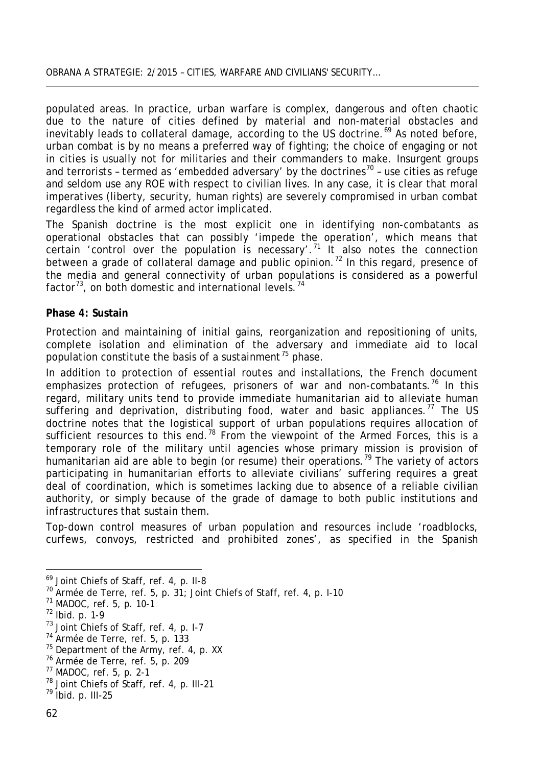populated areas. In practice, urban warfare is complex, dangerous and often chaotic due to the nature of cities defined by material and non-material obstacles and inevitably leads to collateral damage, according to the US doctrine.[69] As noted before, urban combat is by no means a preferred way of fighting; the choice of engaging or not in cities is usually not for militaries and their commanders to make. Insurgent groups and terrorists – termed as 'embedded adversary' by the doctrines[70] – use cities as refuge and seldom use any ROE with respect to civilian lives. In any case, it is clear that moral imperatives (liberty, security, human rights) are severely compromised in urban combat regardless the kind of armed actor implicated.

The Spanish doctrine is the most explicit one in identifying non-combatants as operational obstacles that can possibly 'impede the operation', which means that certain 'control over the population is necessary'.[71] It also notes the connection between a grade of collateral damage and public opinion.[72] In this regard, presence of the media and general connectivity of urban populations is considered as a powerful factor[73], on both domestic and international levels.[74]

**Phase 4: Sustain**

Protection and maintaining of initial gains, reorganization and repositioning of units, complete isolation and elimination of the adversary and immediate aid to local population constitute the basis of a sustainment[75] phase.

In addition to protection of essential routes and installations, the French document emphasizes protection of refugees, prisoners of war and non-combatants.[76] In this regard, military units tend to provide immediate humanitarian aid to alleviate human suffering and deprivation, distributing food, water and basic appliances.[77] The US doctrine notes that the logistical support of urban populations requires allocation of sufficient resources to this end.[78] From the viewpoint of the Armed Forces, this is a temporary role of the military until agencies whose primary mission is provision of humanitarian aid are able to begin (or resume) their operations.[79] The variety of actors participating in humanitarian efforts to alleviate civilians' suffering requires a great deal of coordination, which is sometimes lacking due to absence of a reliable civilian authority, or simply because of the grade of damage to both public institutions and infrastructures that sustain them.

Top-down control measures of urban population and resources include 'roadblocks, curfews, convoys, restricted and prohibited zones', as specified in the Spanish

---

[69] Joint Chiefs of Staff, ref. 4, p. II-8

[70] Armée de Terre, ref. 5, p. 31; Joint Chiefs of Staff, ref. 4, p. I-10

[71] MADOC, ref. 5, p. 10-1

[72] Ibid. p. 1-9

[73] Joint Chiefs of Staff, ref. 4, p. I-7

[74] Armée de Terre, ref. 5, p. 133

[75] Department of the Army, ref. 4, p. XX

[76] Armée de Terre, ref. 5, p. 209

[77] MADOC, ref. 5, p. 2-1

[78] Joint Chiefs of Staff, ref. 4, p. III-21

[79] Ibid. p. III-25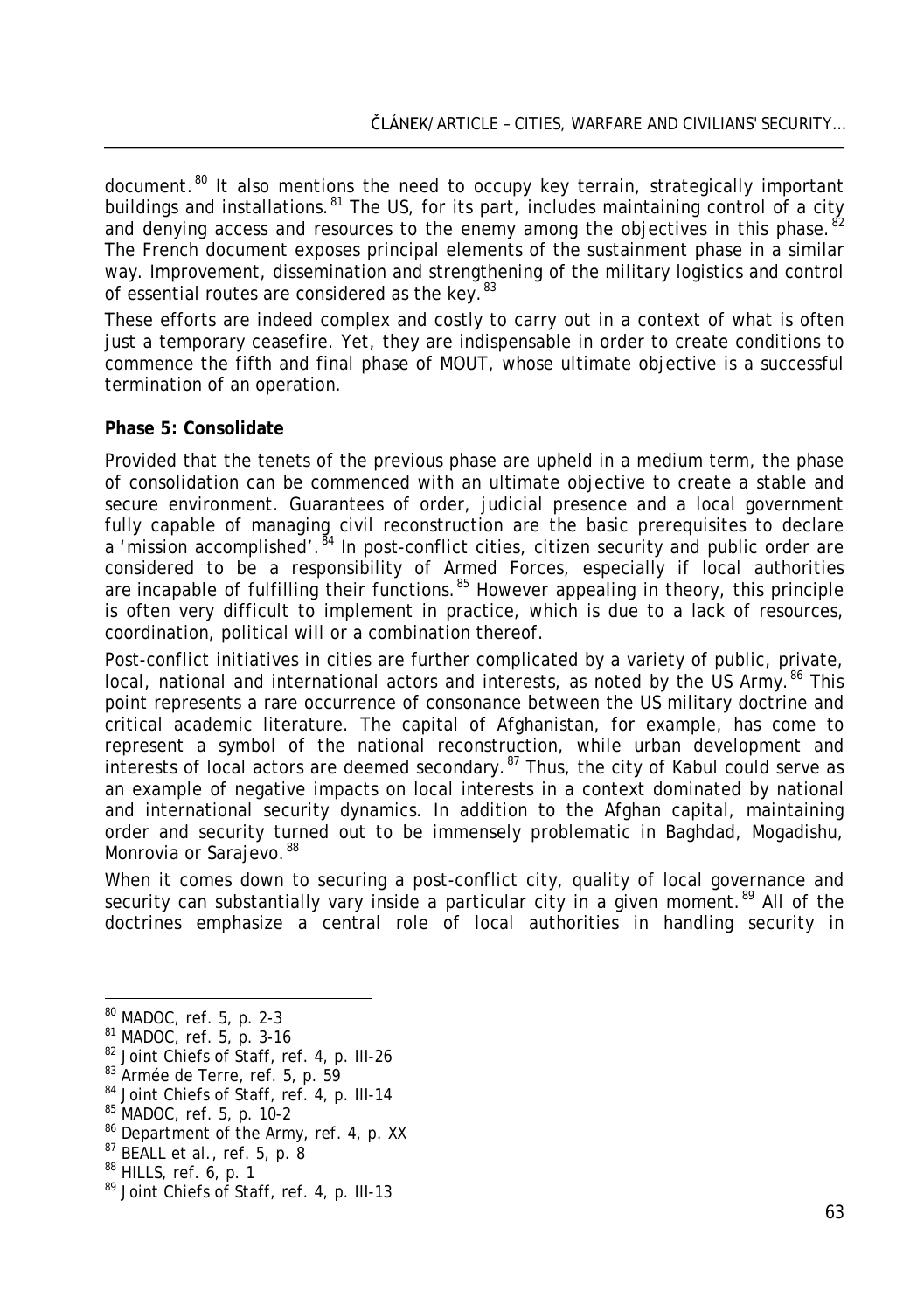document.[80] It also mentions the need to occupy key terrain, strategically important buildings and installations.[81] The US, for its part, includes maintaining control of a city and denying access and resources to the enemy among the objectives in this phase.[82] The French document exposes principal elements of the sustainment phase in a similar way. Improvement, dissemination and strengthening of the military logistics and control of essential routes are considered as the key.[83]

These efforts are indeed complex and costly to carry out in a context of what is often just a temporary ceasefire. Yet, they are indispensable in order to create conditions to commence the fifth and final phase of MOUT, whose ultimate objective is a successful termination of an operation.

**Phase 5: Consolidate**

Provided that the tenets of the previous phase are upheld in a medium term, the phase of consolidation can be commenced with an ultimate objective to create a stable and secure environment. Guarantees of order, judicial presence and a local government fully capable of managing civil reconstruction are the basic prerequisites to declare a 'mission accomplished'.[84] In post-conflict cities, citizen security and public order are considered to be a responsibility of Armed Forces, especially if local authorities are incapable of fulfilling their functions.[85] However appealing in theory, this principle is often very difficult to implement in practice, which is due to a lack of resources, coordination, political will or a combination thereof.

Post-conflict initiatives in cities are further complicated by a variety of public, private, local, national and international actors and interests, as noted by the US Army.[86] This point represents a rare occurrence of consonance between the US military doctrine and critical academic literature. The capital of Afghanistan, for example, has come to represent a symbol of the national reconstruction, while urban development and interests of local actors are deemed secondary.[87] Thus, the city of Kabul could serve as an example of negative impacts on local interests in a context dominated by national and international security dynamics. In addition to the Afghan capital, maintaining order and security turned out to be immensely problematic in Baghdad, Mogadishu, Monrovia or Sarajevo.[88]

When it comes down to securing a post-conflict city, quality of local governance and security can substantially vary inside a particular city in a given moment.[89] All of the doctrines emphasize a central role of local authorities in handling security in

---

[80] MADOC, ref. 5, p. 2-3
[81] MADOC, ref. 5, p. 3-16
[82] Joint Chiefs of Staff, ref. 4, p. III-26
[83] Armée de Terre, ref. 5, p. 59
[84] Joint Chiefs of Staff, ref. 4, p. III-14
[85] MADOC, ref. 5, p. 10-2
[86] Department of the Army, ref. 4, p. XX
[87] BEALL et al., ref. 5, p. 8
[88] HILLS, ref. 6, p. 1
[89] Joint Chiefs of Staff, ref. 4, p. III-13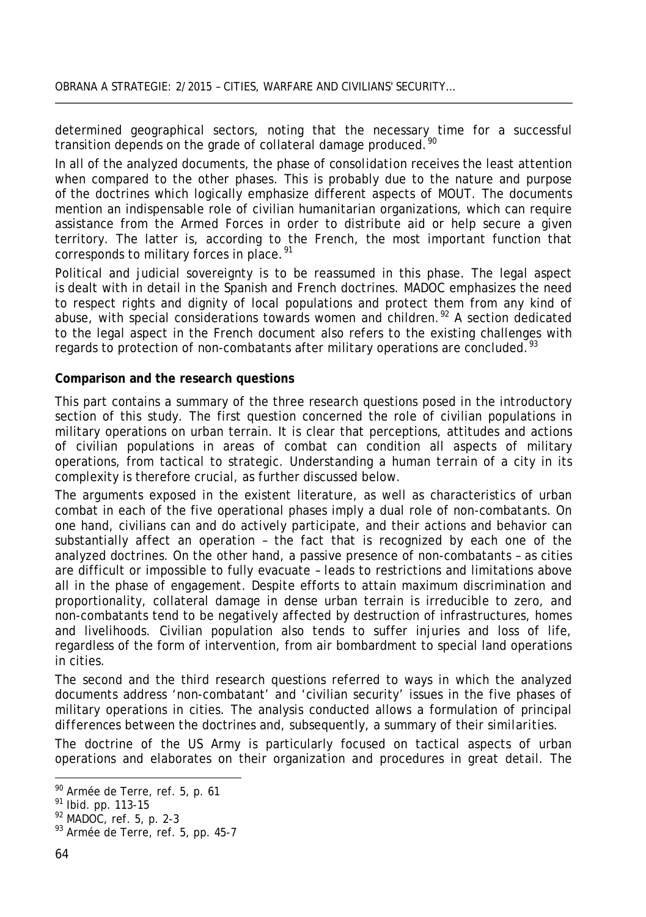determined geographical sectors, noting that the necessary time for a successful transition depends on the grade of collateral damage produced.[90]

In all of the analyzed documents, the phase of *consolidation* receives the least attention when compared to the other phases. This is probably due to the nature and purpose of the doctrines which logically emphasize different aspects of MOUT. The documents mention an indispensable role of civilian humanitarian organizations, which can require assistance from the Armed Forces in order to distribute aid or help secure a given territory. The latter is, according to the French, the most important function that corresponds to military forces in place.[91]

Political and judicial sovereignty is to be reassumed in this phase. The legal aspect is dealt with in detail in the Spanish and French doctrines. MADOC emphasizes the need to respect rights and dignity of local populations and protect them from any kind of abuse, with special considerations towards women and children.[92] A section dedicated to the legal aspect in the French document also refers to the existing challenges with regards to protection of non-combatants after military operations are concluded.[93]

**Comparison and the research questions**

This part contains a summary of the three research questions posed in the introductory section of this study. The first question concerned the role of civilian populations in military operations on urban terrain. It is clear that perceptions, attitudes and actions of civilian populations in areas of combat can condition all aspects of military operations, from tactical to strategic. Understanding a human terrain of a city in its complexity is therefore crucial, as further discussed below.

The arguments exposed in the existent literature, as well as characteristics of urban combat in each of the five operational phases imply a dual role of non-combatants. On one hand, civilians can and do actively participate, and their actions and behavior can substantially affect an operation – the fact that is recognized by each one of the analyzed doctrines. On the other hand, a passive presence of non-combatants – as cities are difficult or impossible to fully evacuate – leads to restrictions and limitations above all in the phase of engagement. Despite efforts to attain maximum discrimination and proportionality, collateral damage in dense urban terrain is irreducible to zero, and non-combatants tend to be negatively affected by destruction of infrastructures, homes and livelihoods. Civilian population also tends to suffer injuries and loss of life, regardless of the form of intervention, from air bombardment to special land operations in cities.

The second and the third research questions referred to ways in which the analyzed documents address 'non-combatant' and 'civilian security' issues in the five phases of military operations in cities. The analysis conducted allows a formulation of principal differences between the doctrines and, subsequently, a summary of their similarities.

The doctrine of the US Army is particularly focused on tactical aspects of urban operations and elaborates on their organization and procedures in great detail. The

---

[90] Armée de Terre, ref. 5, p. 61

[91] Ibid. pp. 113-15

[92] MADOC, ref. 5, p. 2-3

[93] Armée de Terre, ref. 5, pp. 45-7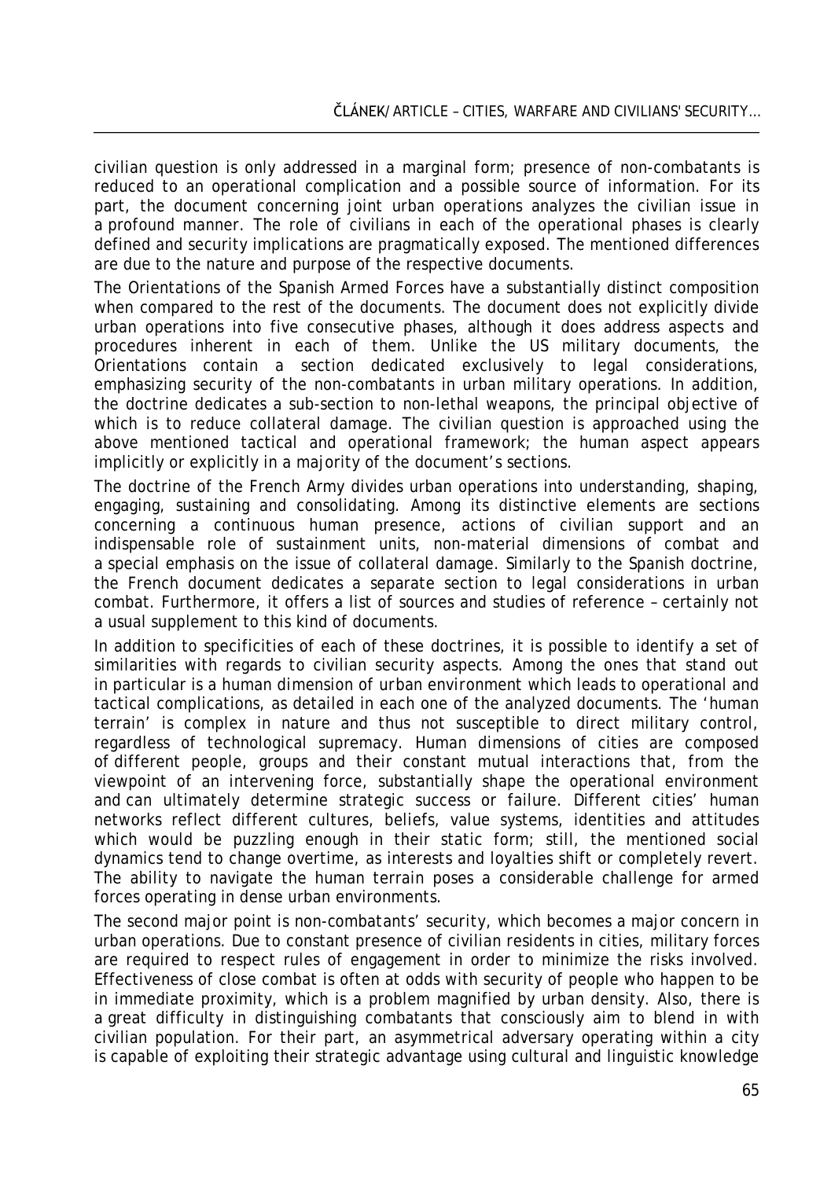civilian question is only addressed in a marginal form; presence of non-combatants is reduced to an operational complication and a possible source of information. For its part, the document concerning joint urban operations analyzes the civilian issue in a profound manner. The role of civilians in each of the operational phases is clearly defined and security implications are pragmatically exposed. The mentioned differences are due to the nature and purpose of the respective documents.

The Orientations of the Spanish Armed Forces have a substantially distinct composition when compared to the rest of the documents. The document does not explicitly divide urban operations into five consecutive phases, although it does address aspects and procedures inherent in each of them. Unlike the US military documents, the Orientations contain a section dedicated exclusively to legal considerations, emphasizing security of the non-combatants in urban military operations. In addition, the doctrine dedicates a sub-section to non-lethal weapons, the principal objective of which is to reduce collateral damage. The civilian question is approached using the above mentioned tactical and operational framework; the human aspect appears implicitly or explicitly in a majority of the document's sections.

The doctrine of the French Army divides urban operations into understanding, shaping, engaging, sustaining and consolidating. Among its distinctive elements are sections concerning a continuous human presence, actions of civilian support and an indispensable role of sustainment units, non-material dimensions of combat and a special emphasis on the issue of collateral damage. Similarly to the Spanish doctrine, the French document dedicates a separate section to legal considerations in urban combat. Furthermore, it offers a list of sources and studies of reference – certainly not a usual supplement to this kind of documents.

In addition to specificities of each of these doctrines, it is possible to identify a set of similarities with regards to civilian security aspects. Among the ones that stand out in particular is a human dimension of urban environment which leads to operational and tactical complications, as detailed in each one of the analyzed documents. The 'human terrain' is complex in nature and thus not susceptible to direct military control, regardless of technological supremacy. Human dimensions of cities are composed of different people, groups and their constant mutual interactions that, from the viewpoint of an intervening force, substantially shape the operational environment and can ultimately determine strategic success or failure. Different cities' human networks reflect different cultures, beliefs, value systems, identities and attitudes which would be puzzling enough in their static form; still, the mentioned social dynamics tend to change overtime, as interests and loyalties shift or completely revert. The ability to navigate the human terrain poses a considerable challenge for armed forces operating in dense urban environments.

The second major point is non-combatants' security, which becomes a major concern in urban operations. Due to constant presence of civilian residents in cities, military forces are required to respect rules of engagement in order to minimize the risks involved. Effectiveness of close combat is often at odds with security of people who happen to be in immediate proximity, which is a problem magnified by urban density. Also, there is a great difficulty in distinguishing combatants that consciously aim to blend in with civilian population. For their part, an asymmetrical adversary operating within a city is capable of exploiting their strategic advantage using cultural and linguistic knowledge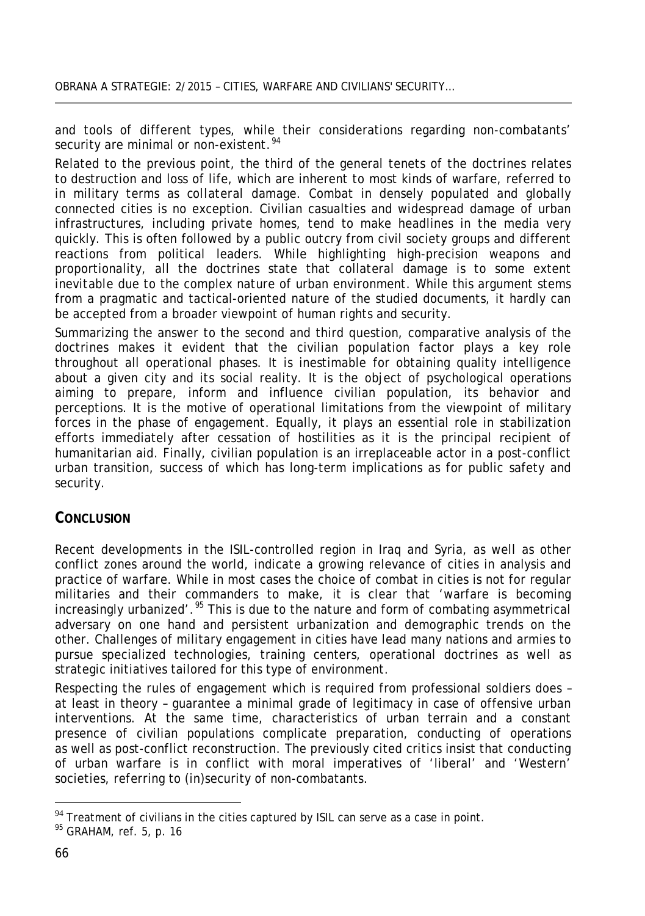and tools of different types, while their considerations regarding non-combatants' security are minimal or non-existent.[94]

Related to the previous point, the third of the general tenets of the doctrines relates to destruction and loss of life, which are inherent to most kinds of warfare, referred to in military terms as collateral damage. Combat in densely populated and globally connected cities is no exception. Civilian casualties and widespread damage of urban infrastructures, including private homes, tend to make headlines in the media very quickly. This is often followed by a public outcry from civil society groups and different reactions from political leaders. While highlighting high-precision weapons and proportionality, all the doctrines state that collateral damage is to some extent *inevitable* due to the complex nature of urban environment. While this argument stems from a pragmatic and tactical-oriented nature of the studied documents, it hardly can be accepted from a broader viewpoint of human rights and security.

Summarizing the answer to the second and third question, comparative analysis of the doctrines makes it evident that the civilian population factor plays a key role throughout all operational phases. It is inestimable for obtaining quality intelligence about a given city and its social reality. It is the object of psychological operations aiming to prepare, inform and influence civilian population, its behavior and perceptions. It is the motive of operational limitations from the viewpoint of military forces in the phase of engagement. Equally, it plays an essential role in stabilization efforts immediately after cessation of hostilities as it is the principal recipient of humanitarian aid. Finally, civilian population is an irreplaceable actor in a post-conflict urban transition, success of which has long-term implications as for public safety and security.

## CONCLUSION

Recent developments in the ISIL-controlled region in Iraq and Syria, as well as other conflict zones around the world, indicate a growing relevance of cities in analysis and practice of warfare. While in most cases the choice of combat in cities is not for regular militaries and their commanders to make, it is clear that 'warfare is becoming increasingly urbanized'.[95] This is due to the nature and form of combating asymmetrical adversary on one hand and persistent urbanization and demographic trends on the other. Challenges of military engagement in cities have lead many nations and armies to pursue specialized technologies, training centers, operational doctrines as well as strategic initiatives tailored for this type of environment.

Respecting the rules of engagement which is required from professional soldiers does – at least in theory – guarantee a minimal grade of legitimacy in case of offensive urban interventions. At the same time, characteristics of urban terrain and a constant presence of civilian populations complicate preparation, conducting of operations as well as post-conflict reconstruction. The previously cited critics insist that conducting of urban warfare is in conflict with moral imperatives of 'liberal' and 'Western' societies, referring to (in)security of non-combatants.

---

[94] Treatment of civilians in the cities captured by ISIL can serve as a case in point.

[95] GRAHAM, ref. 5, p. 16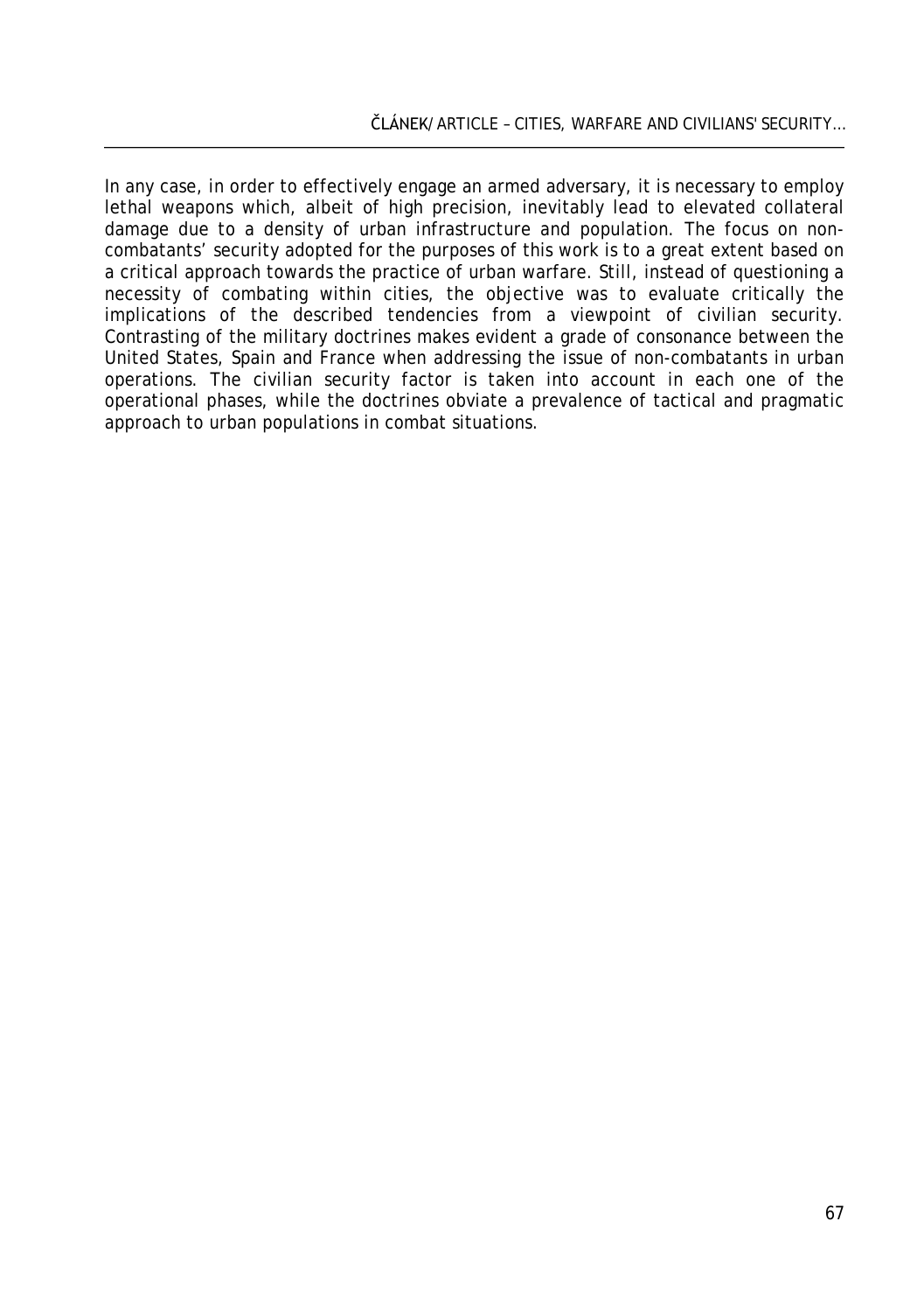In any case, in order to effectively engage an armed adversary, it is necessary to employ lethal weapons which, albeit of high precision, inevitably lead to elevated collateral damage due to a density of urban infrastructure and population. The focus on non-combatants' security adopted for the purposes of this work is to a great extent based on a critical approach towards the practice of urban warfare. Still, instead of questioning a necessity of combating within cities, the objective was to evaluate critically the implications of the described tendencies from a viewpoint of civilian security. Contrasting of the military doctrines makes evident a grade of consonance between the United States, Spain and France when addressing the issue of non-combatants in urban operations. The civilian security factor is taken into account in each one of the operational phases, while the doctrines obviate a prevalence of tactical and pragmatic approach to urban populations in combat situations.